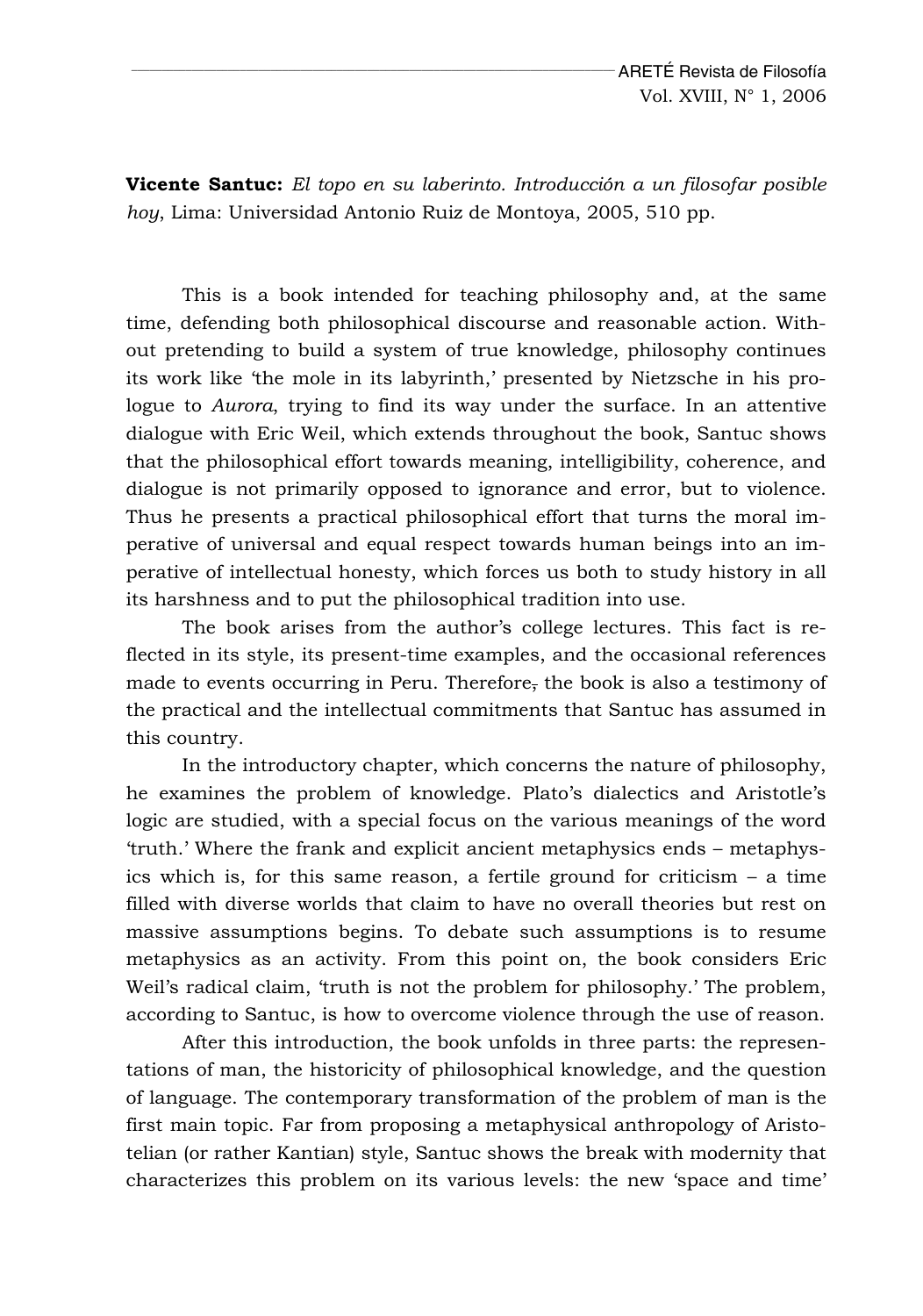**Vicente Santuc:** *El topo en su laberinto. Introducción a un filosofar posible hoy*, Lima: Universidad Antonio Ruiz de Montoya, 2005, 510 pp.

This is a book intended for teaching philosophy and, at the same time, defending both philosophical discourse and reasonable action. Without pretending to build a system of true knowledge, philosophy continues its work like 'the mole in its labyrinth,' presented by Nietzsche in his prologue to *Aurora*, trying to find its way under the surface. In an attentive dialogue with Eric Weil, which extends throughout the book, Santuc shows that the philosophical effort towards meaning, intelligibility, coherence, and dialogue is not primarily opposed to ignorance and error, but to violence. Thus he presents a practical philosophical effort that turns the moral imperative of universal and equal respect towards human beings into an imperative of intellectual honesty, which forces us both to study history in all its harshness and to put the philosophical tradition into use.

The book arises from the author's college lectures. This fact is reflected in its style, its present-time examples, and the occasional references made to events occurring in Peru. Therefore, the book is also a testimony of the practical and the intellectual commitments that Santuc has assumed in this country.

In the introductory chapter, which concerns the nature of philosophy, he examines the problem of knowledge. Plato's dialectics and Aristotle's logic are studied, with a special focus on the various meanings of the word 'truth.' Where the frank and explicit ancient metaphysics ends – metaphysics which is, for this same reason, a fertile ground for criticism – a time filled with diverse worlds that claim to have no overall theories but rest on massive assumptions begins. To debate such assumptions is to resume metaphysics as an activity. From this point on, the book considers Eric Weil's radical claim, 'truth is not the problem for philosophy.' The problem, according to Santuc, is how to overcome violence through the use of reason.

After this introduction, the book unfolds in three parts: the representations of man, the historicity of philosophical knowledge, and the question of language. The contemporary transformation of the problem of man is the first main topic. Far from proposing a metaphysical anthropology of Aristotelian (or rather Kantian) style, Santuc shows the break with modernity that characterizes this problem on its various levels: the new 'space and time'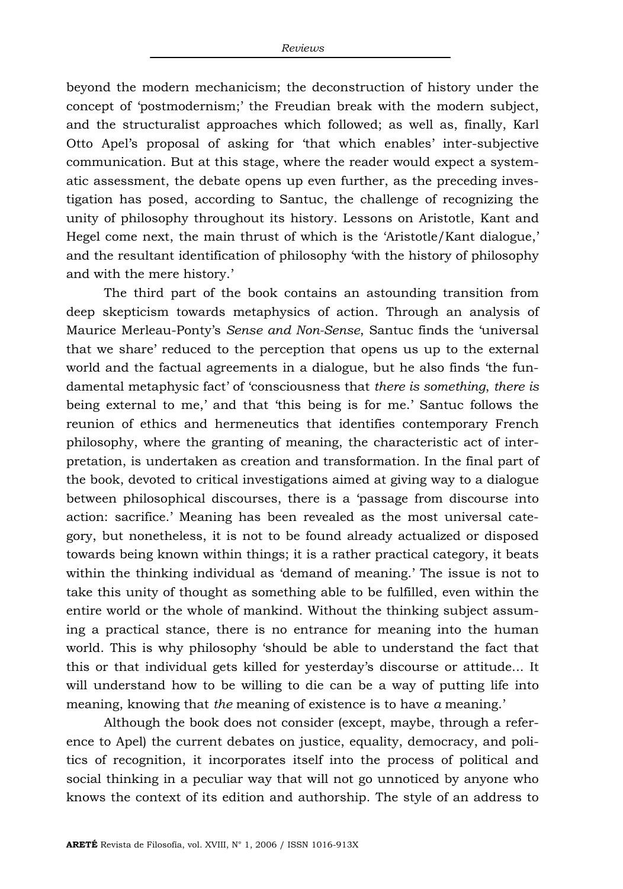beyond the modern mechanicism; the deconstruction of history under the concept of 'postmodernism;' the Freudian break with the modern subject, and the structuralist approaches which followed; as well as, finally, Karl Otto Apel's proposal of asking for 'that which enables' inter-subjective communication. But at this stage, where the reader would expect a systematic assessment, the debate opens up even further, as the preceding investigation has posed, according to Santuc, the challenge of recognizing the unity of philosophy throughout its history. Lessons on Aristotle, Kant and Hegel come next, the main thrust of which is the 'Aristotle/Kant dialogue,' and the resultant identification of philosophy 'with the history of philosophy and with the mere history.'

The third part of the book contains an astounding transition from deep skepticism towards metaphysics of action. Through an analysis of Maurice Merleau-Ponty's *Sense and Non-Sense*, Santuc finds the 'universal that we share' reduced to the perception that opens us up to the external world and the factual agreements in a dialogue, but he also finds 'the fundamental metaphysic fact' of 'consciousness that *there is something*, *there is* being external to me,' and that 'this being is for me.' Santuc follows the reunion of ethics and hermeneutics that identifies contemporary French philosophy, where the granting of meaning, the characteristic act of interpretation, is undertaken as creation and transformation. In the final part of the book, devoted to critical investigations aimed at giving way to a dialogue between philosophical discourses, there is a 'passage from discourse into action: sacrifice.' Meaning has been revealed as the most universal category, but nonetheless, it is not to be found already actualized or disposed towards being known within things; it is a rather practical category, it beats within the thinking individual as 'demand of meaning.' The issue is not to take this unity of thought as something able to be fulfilled, even within the entire world or the whole of mankind. Without the thinking subject assuming a practical stance, there is no entrance for meaning into the human world. This is why philosophy 'should be able to understand the fact that this or that individual gets killed for yesterday's discourse or attitude... It will understand how to be willing to die can be a way of putting life into meaning, knowing that *the* meaning of existence is to have *a* meaning.'

Although the book does not consider (except, maybe, through a reference to Apel) the current debates on justice, equality, democracy, and politics of recognition, it incorporates itself into the process of political and social thinking in a peculiar way that will not go unnoticed by anyone who knows the context of its edition and authorship. The style of an address to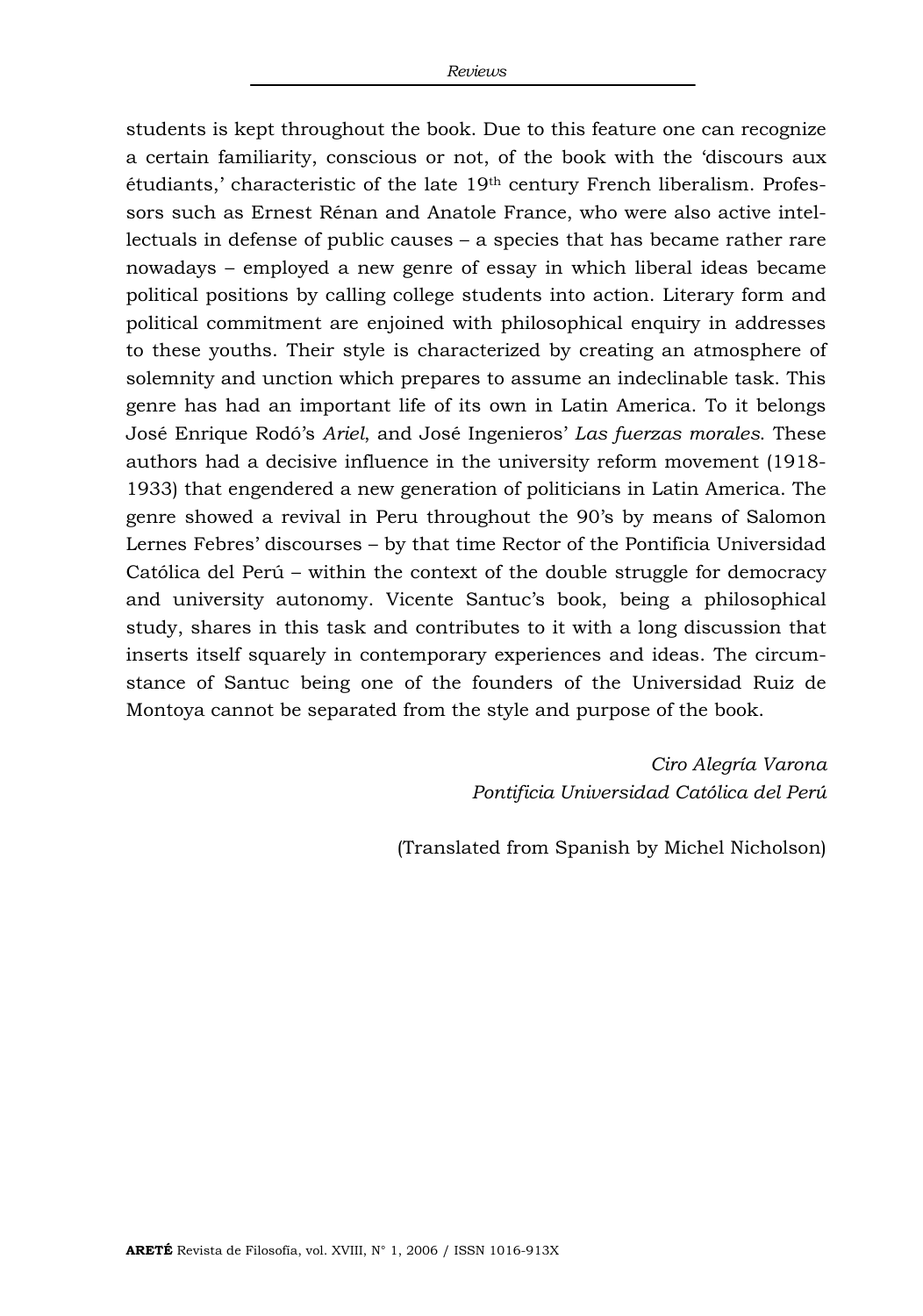students is kept throughout the book. Due to this feature one can recognize a certain familiarity, conscious or not, of the book with the 'discours aux étudiants,' characteristic of the late 19th century French liberalism. Professors such as Ernest Rénan and Anatole France, who were also active intellectuals in defense of public causes – a species that has became rather rare nowadays – employed a new genre of essay in which liberal ideas became political positions by calling college students into action. Literary form and political commitment are enjoined with philosophical enquiry in addresses to these youths. Their style is characterized by creating an atmosphere of solemnity and unction which prepares to assume an indeclinable task. This genre has had an important life of its own in Latin America. To it belongs José Enrique Rodó's *Ariel*, and José Ingenieros' *Las fuerzas morales*. These authors had a decisive influence in the university reform movement (1918-1933) that engendered a new generation of politicians in Latin America. The genre showed a revival in Peru throughout the 90's by means of Salomon Lernes Febres' discourses – by that time Rector of the Pontificia Universidad Católica del Perú – within the context of the double struggle for democracy and university autonomy. Vicente Santuc's book, being a philosophical study, shares in this task and contributes to it with a long discussion that inserts itself squarely in contemporary experiences and ideas. The circumstance of Santuc being one of the founders of the Universidad Ruiz de Montoya cannot be separated from the style and purpose of the book.

*Ciro Alegría Varona*
*Pontificia Universidad Católica del Perú*

(Translated from Spanish by Michel Nicholson)